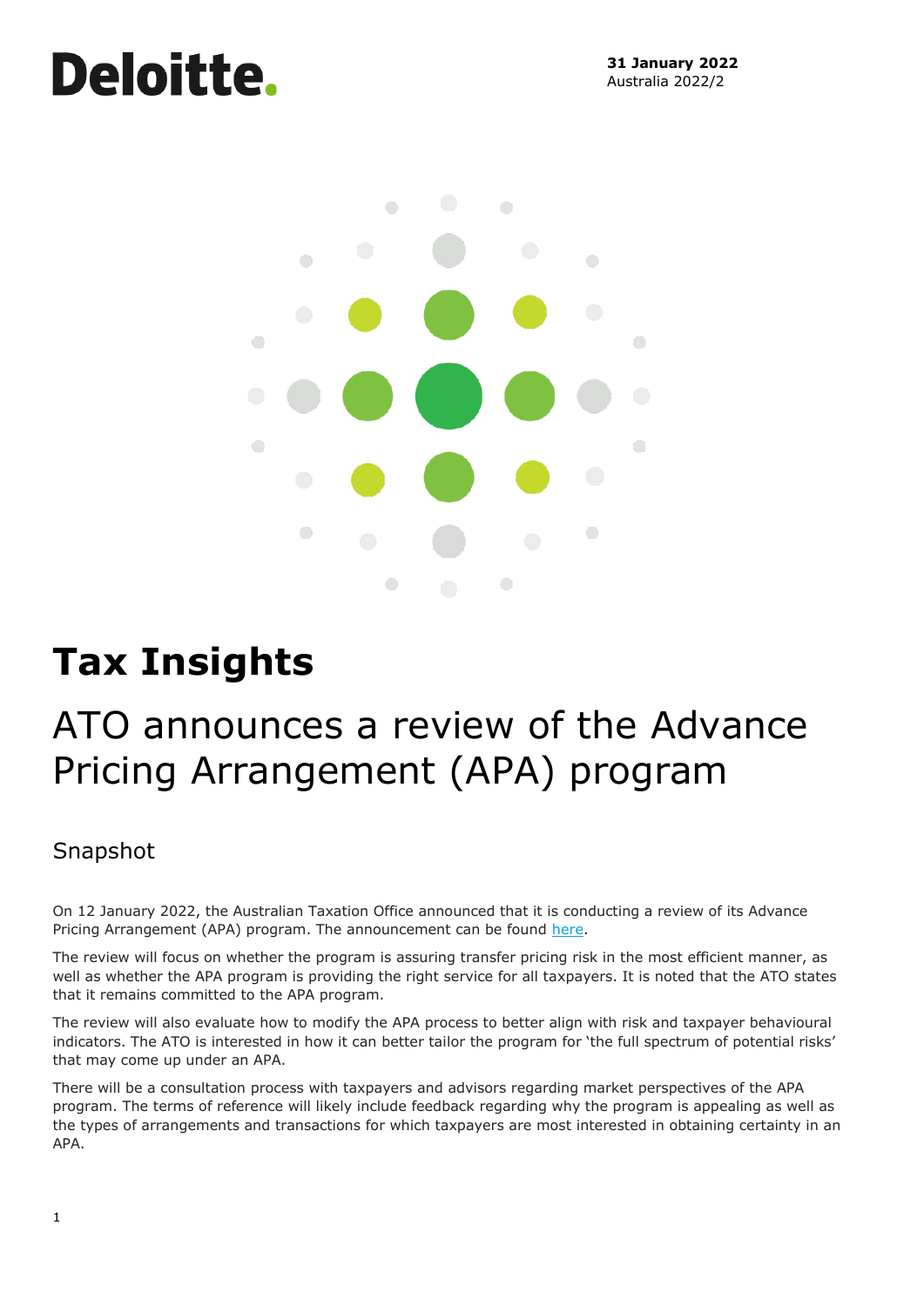Deloitte.

**31 January 2022**
Australia 2022/2

# Tax Insights

## ATO announces a review of the Advance Pricing Arrangement (APA) program

### Snapshot

On 12 January 2022, the Australian Taxation Office announced that it is conducting a review of its Advance Pricing Arrangement (APA) program. The announcement can be found [here](#).

The review will focus on whether the program is assuring transfer pricing risk in the most efficient manner, as well as whether the APA program is providing the right service for all taxpayers. It is noted that the ATO states that it remains committed to the APA program.

The review will also evaluate how to modify the APA process to better align with risk and taxpayer behavioural indicators. The ATO is interested in how it can better tailor the program for 'the full spectrum of potential risks' that may come up under an APA.

There will be a consultation process with taxpayers and advisors regarding market perspectives of the APA program. The terms of reference will likely include feedback regarding why the program is appealing as well as the types of arrangements and transactions for which taxpayers are most interested in obtaining certainty in an APA.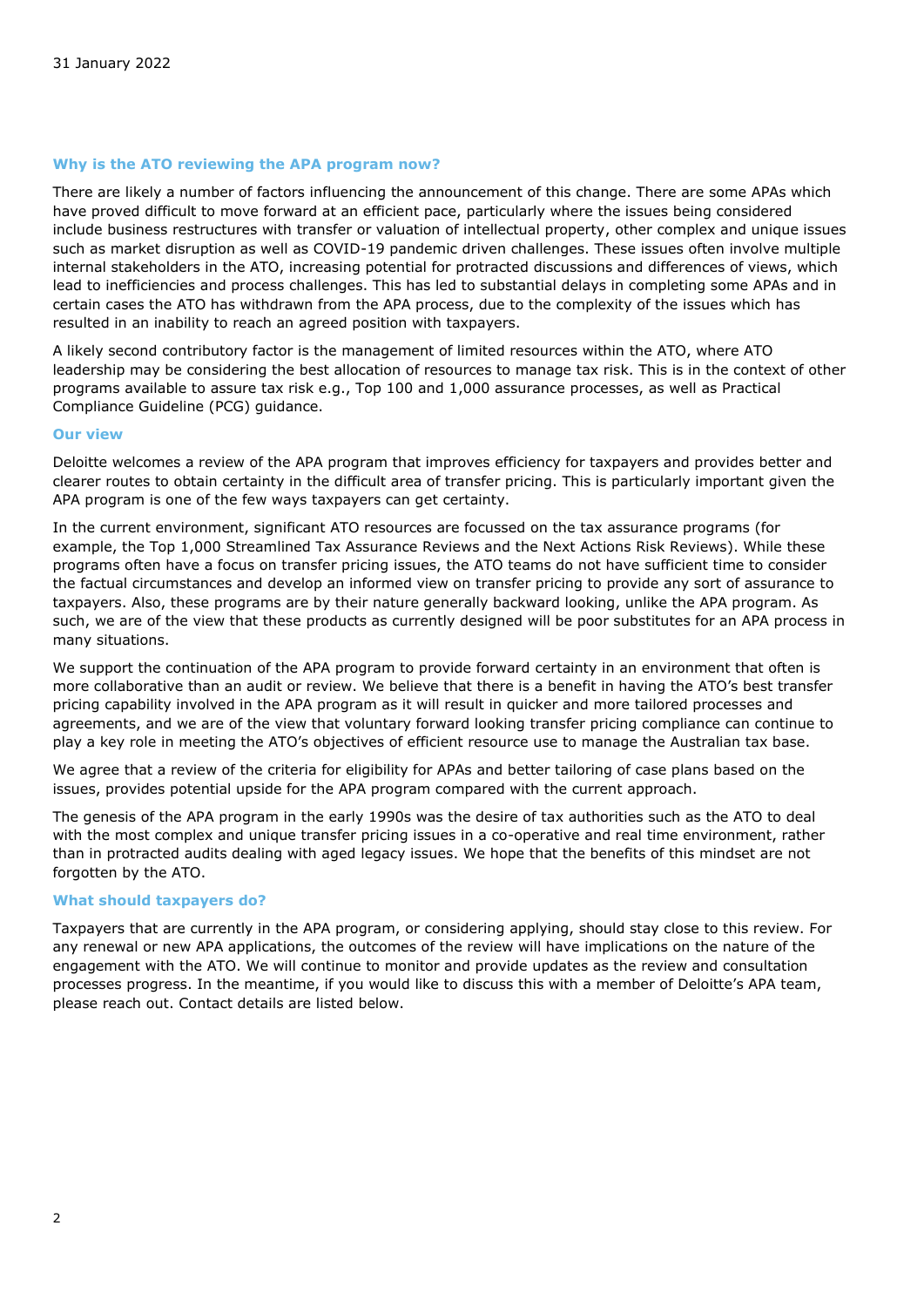31 January 2022

### Why is the ATO reviewing the APA program now?

There are likely a number of factors influencing the announcement of this change. There are some APAs which have proved difficult to move forward at an efficient pace, particularly where the issues being considered include business restructures with transfer or valuation of intellectual property, other complex and unique issues such as market disruption as well as COVID-19 pandemic driven challenges. These issues often involve multiple internal stakeholders in the ATO, increasing potential for protracted discussions and differences of views, which lead to inefficiencies and process challenges. This has led to substantial delays in completing some APAs and in certain cases the ATO has withdrawn from the APA process, due to the complexity of the issues which has resulted in an inability to reach an agreed position with taxpayers.

A likely second contributory factor is the management of limited resources within the ATO, where ATO leadership may be considering the best allocation of resources to manage tax risk. This is in the context of other programs available to assure tax risk e.g., Top 100 and 1,000 assurance processes, as well as Practical Compliance Guideline (PCG) guidance.

### Our view

Deloitte welcomes a review of the APA program that improves efficiency for taxpayers and provides better and clearer routes to obtain certainty in the difficult area of transfer pricing. This is particularly important given the APA program is one of the few ways taxpayers can get certainty.

In the current environment, significant ATO resources are focussed on the tax assurance programs (for example, the Top 1,000 Streamlined Tax Assurance Reviews and the Next Actions Risk Reviews). While these programs often have a focus on transfer pricing issues, the ATO teams do not have sufficient time to consider the factual circumstances and develop an informed view on transfer pricing to provide any sort of assurance to taxpayers. Also, these programs are by their nature generally backward looking, unlike the APA program. As such, we are of the view that these products as currently designed will be poor substitutes for an APA process in many situations.

We support the continuation of the APA program to provide forward certainty in an environment that often is more collaborative than an audit or review. We believe that there is a benefit in having the ATO's best transfer pricing capability involved in the APA program as it will result in quicker and more tailored processes and agreements, and we are of the view that voluntary forward looking transfer pricing compliance can continue to play a key role in meeting the ATO's objectives of efficient resource use to manage the Australian tax base.

We agree that a review of the criteria for eligibility for APAs and better tailoring of case plans based on the issues, provides potential upside for the APA program compared with the current approach.

The genesis of the APA program in the early 1990s was the desire of tax authorities such as the ATO to deal with the most complex and unique transfer pricing issues in a co-operative and real time environment, rather than in protracted audits dealing with aged legacy issues. We hope that the benefits of this mindset are not forgotten by the ATO.

### What should taxpayers do?

Taxpayers that are currently in the APA program, or considering applying, should stay close to this review. For any renewal or new APA applications, the outcomes of the review will have implications on the nature of the engagement with the ATO. We will continue to monitor and provide updates as the review and consultation processes progress. In the meantime, if you would like to discuss this with a member of Deloitte's APA team, please reach out. Contact details are listed below.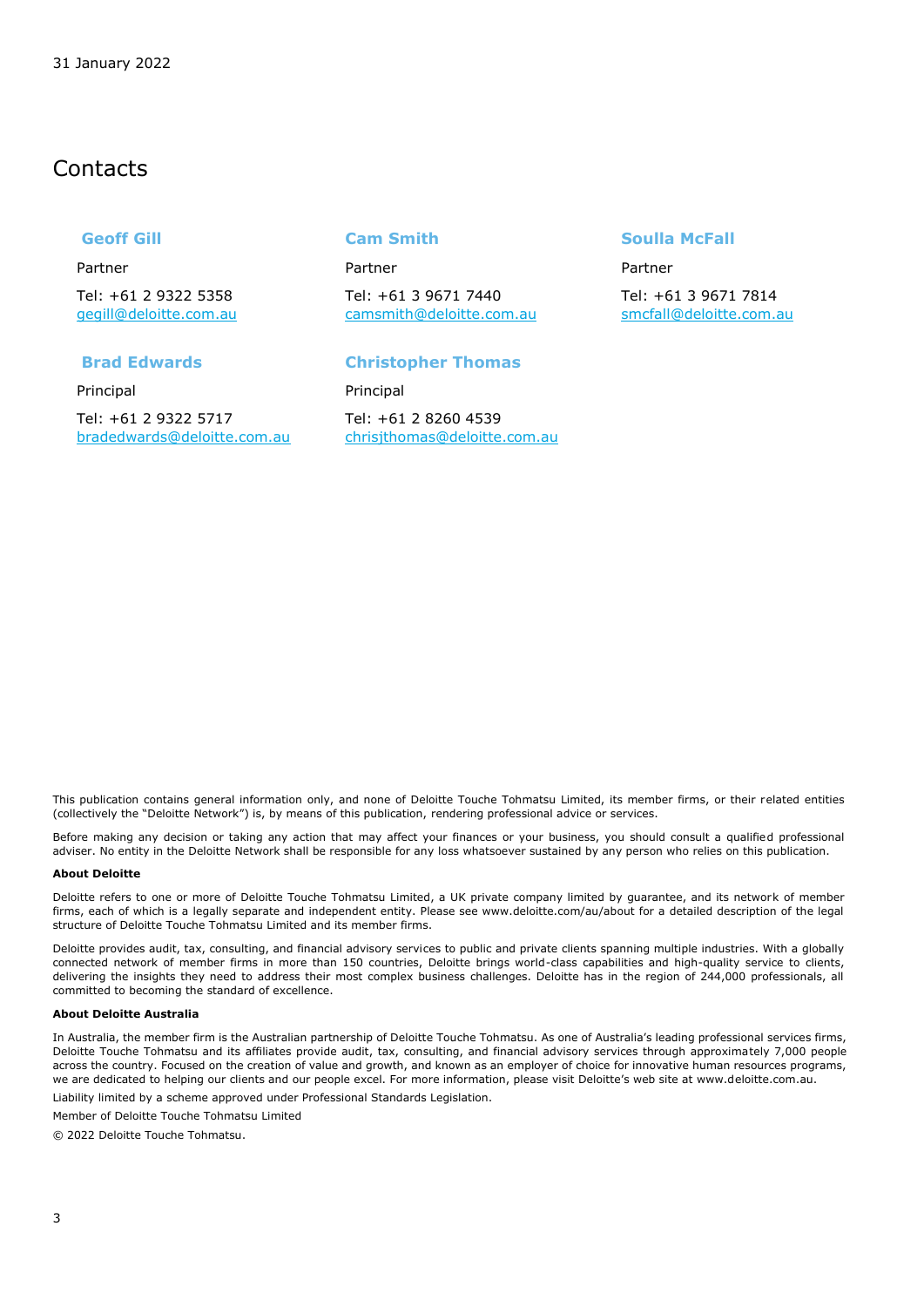31 January 2022

# Contacts

**Geoff Gill**

Partner

Tel: +61 2 9322 5358
gegill@deloitte.com.au

**Cam Smith**

Partner

Tel: +61 3 9671 7440
camsmith@deloitte.com.au

**Soulla McFall**

Partner

Tel: +61 3 9671 7814
smcfall@deloitte.com.au

**Brad Edwards**

Principal

Tel: +61 2 9322 5717
bradedwards@deloitte.com.au

**Christopher Thomas**

Principal

Tel: +61 2 8260 4539
chrisjthomas@deloitte.com.au

This publication contains general information only, and none of Deloitte Touche Tohmatsu Limited, its member firms, or their related entities (collectively the "Deloitte Network") is, by means of this publication, rendering professional advice or services.

Before making any decision or taking any action that may affect your finances or your business, you should consult a qualified professional adviser. No entity in the Deloitte Network shall be responsible for any loss whatsoever sustained by any person who relies on this publication.

**About Deloitte**

Deloitte refers to one or more of Deloitte Touche Tohmatsu Limited, a UK private company limited by guarantee, and its network of member firms, each of which is a legally separate and independent entity. Please see www.deloitte.com/au/about for a detailed description of the legal structure of Deloitte Touche Tohmatsu Limited and its member firms.

Deloitte provides audit, tax, consulting, and financial advisory services to public and private clients spanning multiple industries. With a globally connected network of member firms in more than 150 countries, Deloitte brings world-class capabilities and high-quality service to clients, delivering the insights they need to address their most complex business challenges. Deloitte has in the region of 244,000 professionals, all committed to becoming the standard of excellence.

**About Deloitte Australia**

In Australia, the member firm is the Australian partnership of Deloitte Touche Tohmatsu. As one of Australia's leading professional services firms, Deloitte Touche Tohmatsu and its affiliates provide audit, tax, consulting, and financial advisory services through approximately 7,000 people across the country. Focused on the creation of value and growth, and known as an employer of choice for innovative human resources programs, we are dedicated to helping our clients and our people excel. For more information, please visit Deloitte's web site at www.deloitte.com.au.

Liability limited by a scheme approved under Professional Standards Legislation.

Member of Deloitte Touche Tohmatsu Limited

© 2022 Deloitte Touche Tohmatsu.